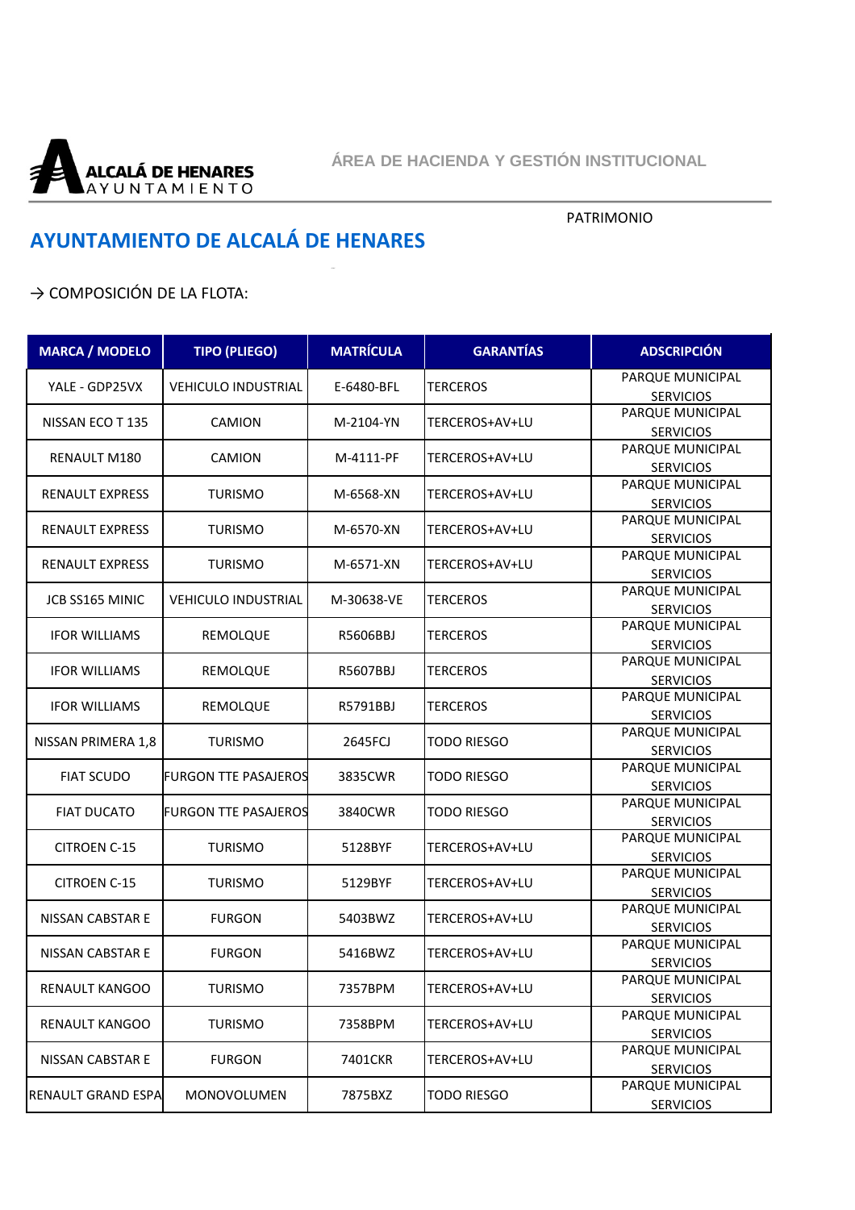ALCALÁ DE HENARES AYUNTAMIENTO

ÁREA DE HACIENDA Y GESTIÓN INSTITUCIONAL

PATRIMONIO

# AYUNTAMIENTO DE ALCALÁ DE HENARES

→ COMPOSICIÓN DE LA FLOTA:

| MARCA / MODELO | TIPO (PLIEGO) | MATRÍCULA | GARANTÍAS | ADSCRIPCIÓN |
|---|---|---|---|---|
| YALE - GDP25VX | VEHICULO INDUSTRIAL | E-6480-BFL | TERCEROS | PARQUE MUNICIPAL SERVICIOS |
| NISSAN ECO T 135 | CAMION | M-2104-YN | TERCEROS+AV+LU | PARQUE MUNICIPAL SERVICIOS |
| RENAULT M180 | CAMION | M-4111-PF | TERCEROS+AV+LU | PARQUE MUNICIPAL SERVICIOS |
| RENAULT EXPRESS | TURISMO | M-6568-XN | TERCEROS+AV+LU | PARQUE MUNICIPAL SERVICIOS |
| RENAULT EXPRESS | TURISMO | M-6570-XN | TERCEROS+AV+LU | PARQUE MUNICIPAL SERVICIOS |
| RENAULT EXPRESS | TURISMO | M-6571-XN | TERCEROS+AV+LU | PARQUE MUNICIPAL SERVICIOS |
| JCB SS165 MINIC | VEHICULO INDUSTRIAL | M-30638-VE | TERCEROS | PARQUE MUNICIPAL SERVICIOS |
| IFOR WILLIAMS | REMOLQUE | R5606BBJ | TERCEROS | PARQUE MUNICIPAL SERVICIOS |
| IFOR WILLIAMS | REMOLQUE | R5607BBJ | TERCEROS | PARQUE MUNICIPAL SERVICIOS |
| IFOR WILLIAMS | REMOLQUE | R5791BBJ | TERCEROS | PARQUE MUNICIPAL SERVICIOS |
| NISSAN PRIMERA 1,8 | TURISMO | 2645FCJ | TODO RIESGO | PARQUE MUNICIPAL SERVICIOS |
| FIAT SCUDO | FURGON TTE PASAJEROS | 3835CWR | TODO RIESGO | PARQUE MUNICIPAL SERVICIOS |
| FIAT DUCATO | FURGON TTE PASAJEROS | 3840CWR | TODO RIESGO | PARQUE MUNICIPAL SERVICIOS |
| CITROEN C-15 | TURISMO | 5128BYF | TERCEROS+AV+LU | PARQUE MUNICIPAL SERVICIOS |
| CITROEN C-15 | TURISMO | 5129BYF | TERCEROS+AV+LU | PARQUE MUNICIPAL SERVICIOS |
| NISSAN CABSTAR E | FURGON | 5403BWZ | TERCEROS+AV+LU | PARQUE MUNICIPAL SERVICIOS |
| NISSAN CABSTAR E | FURGON | 5416BWZ | TERCEROS+AV+LU | PARQUE MUNICIPAL SERVICIOS |
| RENAULT KANGOO | TURISMO | 7357BPM | TERCEROS+AV+LU | PARQUE MUNICIPAL SERVICIOS |
| RENAULT KANGOO | TURISMO | 7358BPM | TERCEROS+AV+LU | PARQUE MUNICIPAL SERVICIOS |
| NISSAN CABSTAR E | FURGON | 7401CKR | TERCEROS+AV+LU | PARQUE MUNICIPAL SERVICIOS |
| RENAULT GRAND ESPA | MONOVOLUMEN | 7875BXZ | TODO RIESGO | PARQUE MUNICIPAL SERVICIOS |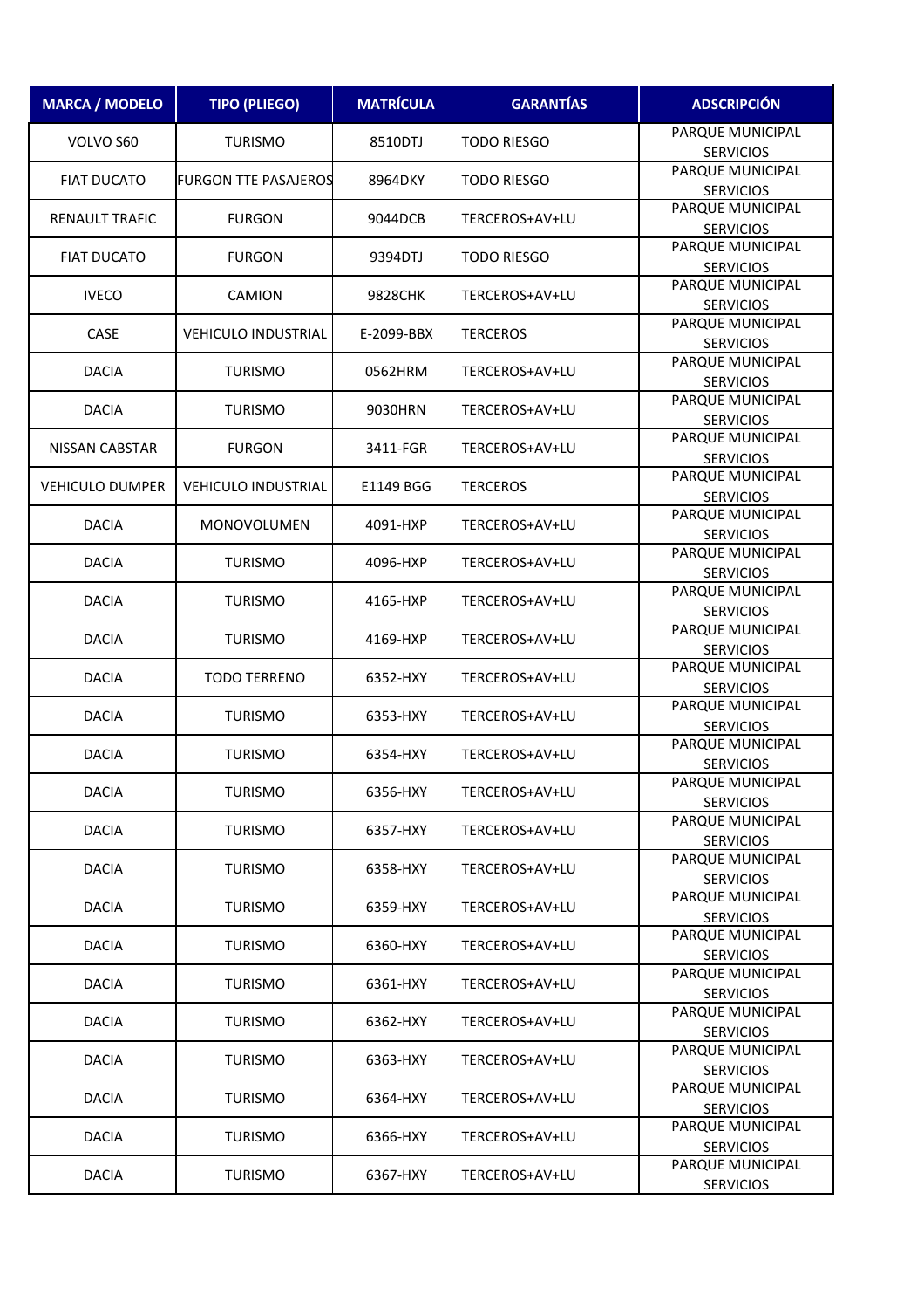| MARCA / MODELO | TIPO (PLIEGO) | MATRÍCULA | GARANTÍAS | ADSCRIPCIÓN |
| --- | --- | --- | --- | --- |
| VOLVO S60 | TURISMO | 8510DTJ | TODO RIESGO | PARQUE MUNICIPAL SERVICIOS |
| FIAT DUCATO | FURGON TTE PASAJEROS | 8964DKY | TODO RIESGO | PARQUE MUNICIPAL SERVICIOS |
| RENAULT TRAFIC | FURGON | 9044DCB | TERCEROS+AV+LU | PARQUE MUNICIPAL SERVICIOS |
| FIAT DUCATO | FURGON | 9394DTJ | TODO RIESGO | PARQUE MUNICIPAL SERVICIOS |
| IVECO | CAMION | 9828CHK | TERCEROS+AV+LU | PARQUE MUNICIPAL SERVICIOS |
| CASE | VEHICULO INDUSTRIAL | E-2099-BBX | TERCEROS | PARQUE MUNICIPAL SERVICIOS |
| DACIA | TURISMO | 0562HRM | TERCEROS+AV+LU | PARQUE MUNICIPAL SERVICIOS |
| DACIA | TURISMO | 9030HRN | TERCEROS+AV+LU | PARQUE MUNICIPAL SERVICIOS |
| NISSAN CABSTAR | FURGON | 3411-FGR | TERCEROS+AV+LU | PARQUE MUNICIPAL SERVICIOS |
| VEHICULO DUMPER | VEHICULO INDUSTRIAL | E1149 BGG | TERCEROS | PARQUE MUNICIPAL SERVICIOS |
| DACIA | MONOVOLUMEN | 4091-HXP | TERCEROS+AV+LU | PARQUE MUNICIPAL SERVICIOS |
| DACIA | TURISMO | 4096-HXP | TERCEROS+AV+LU | PARQUE MUNICIPAL SERVICIOS |
| DACIA | TURISMO | 4165-HXP | TERCEROS+AV+LU | PARQUE MUNICIPAL SERVICIOS |
| DACIA | TURISMO | 4169-HXP | TERCEROS+AV+LU | PARQUE MUNICIPAL SERVICIOS |
| DACIA | TODO TERRENO | 6352-HXY | TERCEROS+AV+LU | PARQUE MUNICIPAL SERVICIOS |
| DACIA | TURISMO | 6353-HXY | TERCEROS+AV+LU | PARQUE MUNICIPAL SERVICIOS |
| DACIA | TURISMO | 6354-HXY | TERCEROS+AV+LU | PARQUE MUNICIPAL SERVICIOS |
| DACIA | TURISMO | 6356-HXY | TERCEROS+AV+LU | PARQUE MUNICIPAL SERVICIOS |
| DACIA | TURISMO | 6357-HXY | TERCEROS+AV+LU | PARQUE MUNICIPAL SERVICIOS |
| DACIA | TURISMO | 6358-HXY | TERCEROS+AV+LU | PARQUE MUNICIPAL SERVICIOS |
| DACIA | TURISMO | 6359-HXY | TERCEROS+AV+LU | PARQUE MUNICIPAL SERVICIOS |
| DACIA | TURISMO | 6360-HXY | TERCEROS+AV+LU | PARQUE MUNICIPAL SERVICIOS |
| DACIA | TURISMO | 6361-HXY | TERCEROS+AV+LU | PARQUE MUNICIPAL SERVICIOS |
| DACIA | TURISMO | 6362-HXY | TERCEROS+AV+LU | PARQUE MUNICIPAL SERVICIOS |
| DACIA | TURISMO | 6363-HXY | TERCEROS+AV+LU | PARQUE MUNICIPAL SERVICIOS |
| DACIA | TURISMO | 6364-HXY | TERCEROS+AV+LU | PARQUE MUNICIPAL SERVICIOS |
| DACIA | TURISMO | 6366-HXY | TERCEROS+AV+LU | PARQUE MUNICIPAL SERVICIOS |
| DACIA | TURISMO | 6367-HXY | TERCEROS+AV+LU | PARQUE MUNICIPAL SERVICIOS |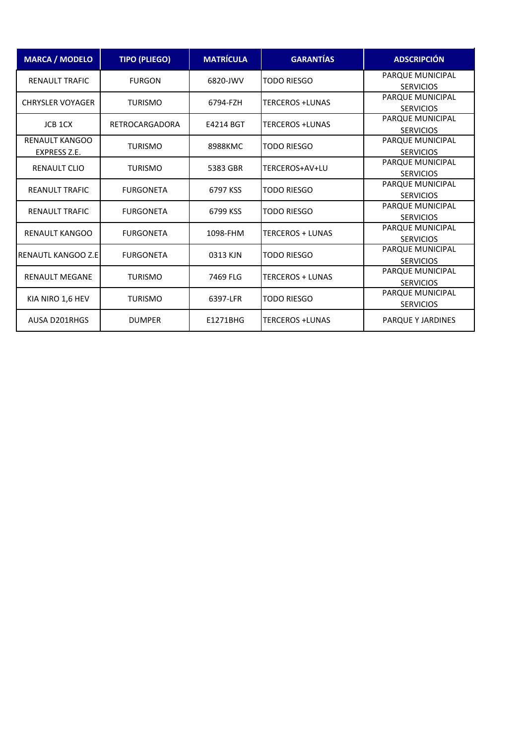| MARCA / MODELO | TIPO (PLIEGO) | MATRÍCULA | GARANTÍAS | ADSCRIPCIÓN |
|---|---|---|---|---|
| RENAULT TRAFIC | FURGON | 6820-JWV | TODO RIESGO | PARQUE MUNICIPAL SERVICIOS |
| CHRYSLER VOYAGER | TURISMO | 6794-FZH | TERCEROS +LUNAS | PARQUE MUNICIPAL SERVICIOS |
| JCB 1CX | RETROCARGADORA | E4214 BGT | TERCEROS +LUNAS | PARQUE MUNICIPAL SERVICIOS |
| RENAULT KANGOO EXPRESS Z.E. | TURISMO | 8988KMC | TODO RIESGO | PARQUE MUNICIPAL SERVICIOS |
| RENAULT CLIO | TURISMO | 5383 GBR | TERCEROS+AV+LU | PARQUE MUNICIPAL SERVICIOS |
| REANULT TRAFIC | FURGONETA | 6797 KSS | TODO RIESGO | PARQUE MUNICIPAL SERVICIOS |
| RENAULT TRAFIC | FURGONETA | 6799 KSS | TODO RIESGO | PARQUE MUNICIPAL SERVICIOS |
| RENAULT KANGOO | FURGONETA | 1098-FHM | TERCEROS + LUNAS | PARQUE MUNICIPAL SERVICIOS |
| RENAUTL KANGOO Z.E | FURGONETA | 0313 KJN | TODO RIESGO | PARQUE MUNICIPAL SERVICIOS |
| RENAULT MEGANE | TURISMO | 7469 FLG | TERCEROS + LUNAS | PARQUE MUNICIPAL SERVICIOS |
| KIA NIRO 1,6 HEV | TURISMO | 6397-LFR | TODO RIESGO | PARQUE MUNICIPAL SERVICIOS |
| AUSA D201RHGS | DUMPER | E1271BHG | TERCEROS +LUNAS | PARQUE Y JARDINES |